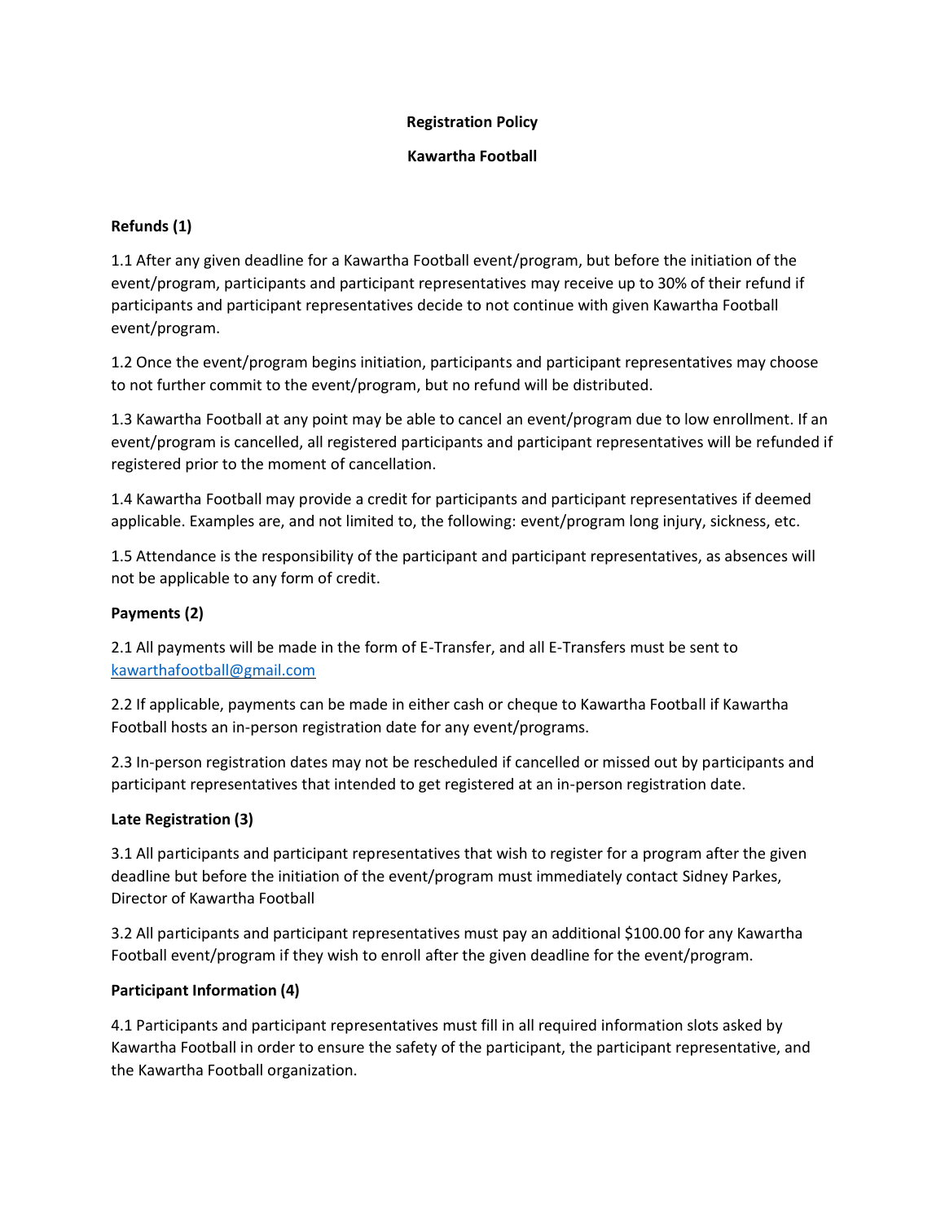**Registration Policy**

**Kawartha Football**

**Refunds (1)**

1.1 After any given deadline for a Kawartha Football event/program, but before the initiation of the event/program, participants and participant representatives may receive up to 30% of their refund if participants and participant representatives decide to not continue with given Kawartha Football event/program.

1.2 Once the event/program begins initiation, participants and participant representatives may choose to not further commit to the event/program, but no refund will be distributed.

1.3 Kawartha Football at any point may be able to cancel an event/program due to low enrollment. If an event/program is cancelled, all registered participants and participant representatives will be refunded if registered prior to the moment of cancellation.

1.4 Kawartha Football may provide a credit for participants and participant representatives if deemed applicable. Examples are, and not limited to, the following: event/program long injury, sickness, etc.

1.5 Attendance is the responsibility of the participant and participant representatives, as absences will not be applicable to any form of credit.

**Payments (2)**

2.1 All payments will be made in the form of E-Transfer, and all E-Transfers must be sent to kawarthafootball@gmail.com

2.2 If applicable, payments can be made in either cash or cheque to Kawartha Football if Kawartha Football hosts an in-person registration date for any event/programs.

2.3 In-person registration dates may not be rescheduled if cancelled or missed out by participants and participant representatives that intended to get registered at an in-person registration date.

**Late Registration (3)**

3.1 All participants and participant representatives that wish to register for a program after the given deadline but before the initiation of the event/program must immediately contact Sidney Parkes, Director of Kawartha Football

3.2 All participants and participant representatives must pay an additional $100.00 for any Kawartha Football event/program if they wish to enroll after the given deadline for the event/program.

**Participant Information (4)**

4.1 Participants and participant representatives must fill in all required information slots asked by Kawartha Football in order to ensure the safety of the participant, the participant representative, and the Kawartha Football organization.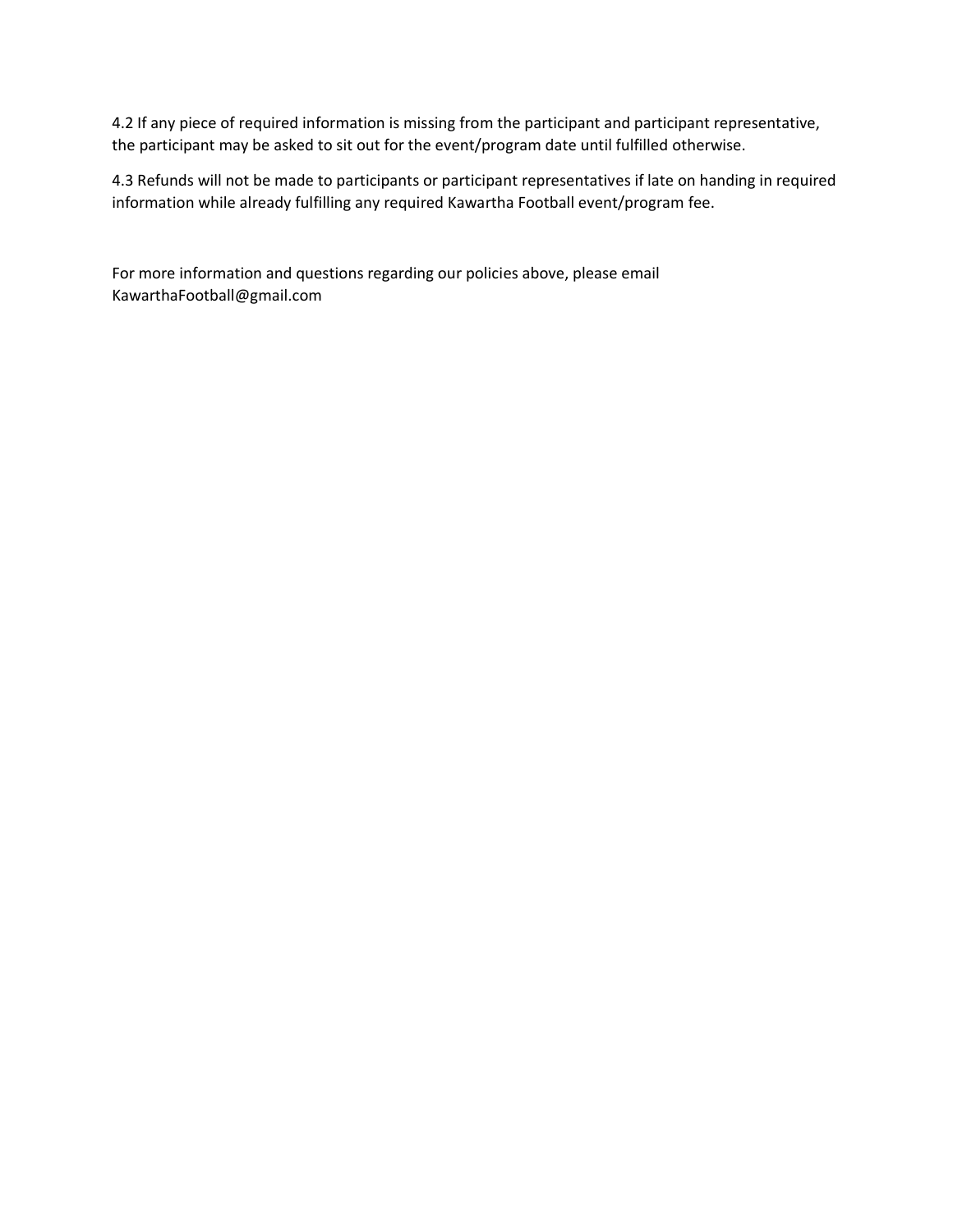4.2 If any piece of required information is missing from the participant and participant representative, the participant may be asked to sit out for the event/program date until fulfilled otherwise.

4.3 Refunds will not be made to participants or participant representatives if late on handing in required information while already fulfilling any required Kawartha Football event/program fee.

For more information and questions regarding our policies above, please email KawarthaFootball@gmail.com